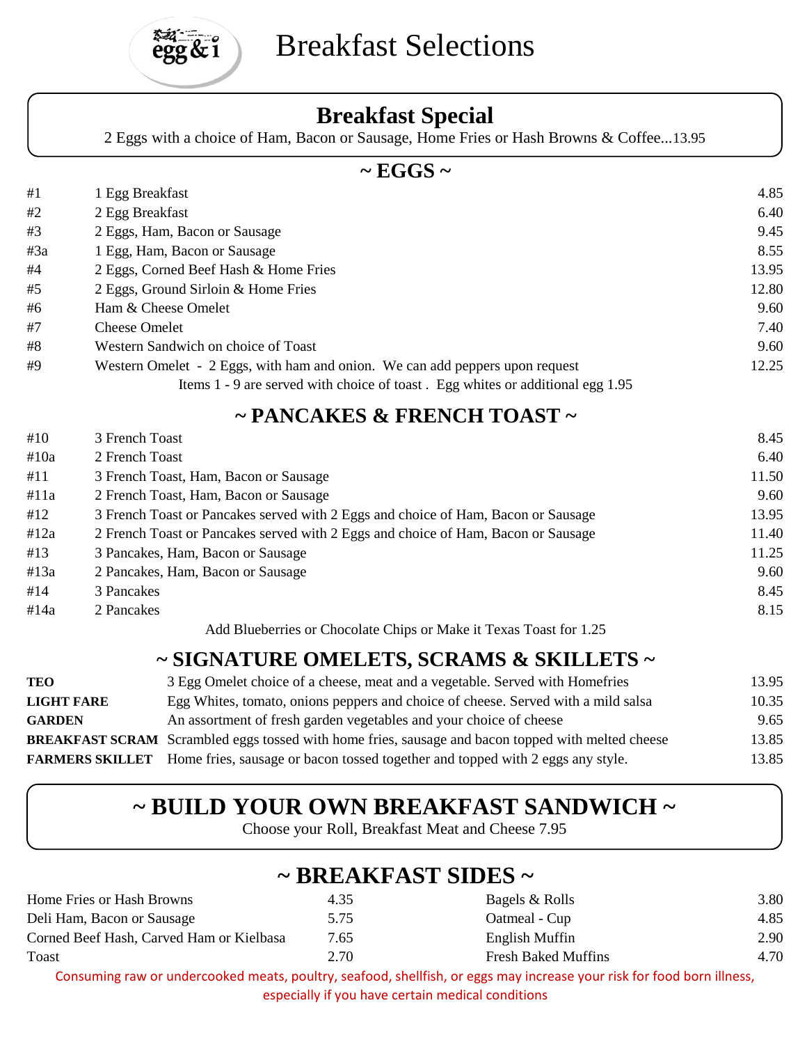# Breakfast Selections

## Breakfast Special

2 Eggs with a choice of Ham, Bacon or Sausage, Home Fries or Hash Browns & Coffee...13.95

## ~ EGGS ~

| # | Item | Price |
|---|---|---|
| #1 | 1 Egg Breakfast | 4.85 |
| #2 | 2 Egg Breakfast | 6.40 |
| #3 | 2 Eggs, Ham, Bacon or Sausage | 9.45 |
| #3a | 1 Egg, Ham, Bacon or Sausage | 8.55 |
| #4 | 2 Eggs, Corned Beef Hash & Home Fries | 13.95 |
| #5 | 2 Eggs, Ground Sirloin & Home Fries | 12.80 |
| #6 | Ham & Cheese Omelet | 9.60 |
| #7 | Cheese Omelet | 7.40 |
| #8 | Western Sandwich on choice of Toast | 9.60 |
| #9 | Western Omelet - 2 Eggs, with ham and onion. We can add peppers upon request | 12.25 |

Items 1 - 9 are served with choice of toast . Egg whites or additional egg 1.95

## ~ PANCAKES & FRENCH TOAST ~

| # | Item | Price |
|---|---|---|
| #10 | 3 French Toast | 8.45 |
| #10a | 2 French Toast | 6.40 |
| #11 | 3 French Toast, Ham, Bacon or Sausage | 11.50 |
| #11a | 2 French Toast, Ham, Bacon or Sausage | 9.60 |
| #12 | 3 French Toast or Pancakes served with 2 Eggs and choice of Ham, Bacon or Sausage | 13.95 |
| #12a | 2 French Toast or Pancakes served with 2 Eggs and choice of Ham, Bacon or Sausage | 11.40 |
| #13 | 3 Pancakes, Ham, Bacon or Sausage | 11.25 |
| #13a | 2 Pancakes, Ham, Bacon or Sausage | 9.60 |
| #14 | 3 Pancakes | 8.45 |
| #14a | 2 Pancakes | 8.15 |

Add Blueberries or Chocolate Chips or Make it Texas Toast for 1.25

## ~ SIGNATURE OMELETS, SCRAMS & SKILLETS ~

| Item | Description | Price |
|---|---|---|
| **TEO** | 3 Egg Omelet choice of a cheese, meat and a vegetable. Served with Homefries | 13.95 |
| **LIGHT FARE** | Egg Whites, tomato, onions peppers and choice of cheese. Served with a mild salsa | 10.35 |
| **GARDEN** | An assortment of fresh garden vegetables and your choice of cheese | 9.65 |
| **BREAKFAST SCRAM** | Scrambled eggs tossed with home fries, sausage and bacon topped with melted cheese | 13.85 |
| **FARMERS SKILLET** | Home fries, sausage or bacon tossed together and topped with 2 eggs any style. | 13.85 |

## ~ BUILD YOUR OWN BREAKFAST SANDWICH ~

Choose your Roll, Breakfast Meat and Cheese 7.95

## ~ BREAKFAST SIDES ~

| Item | Price | Item | Price |
|---|---|---|---|
| Home Fries or Hash Browns | 4.35 | Bagels & Rolls | 3.80 |
| Deli Ham, Bacon or Sausage | 5.75 | Oatmeal - Cup | 4.85 |
| Corned Beef Hash, Carved Ham or Kielbasa | 7.65 | English Muffin | 2.90 |
| Toast | 2.70 | Fresh Baked Muffins | 4.70 |

Consuming raw or undercooked meats, poultry, seafood, shellfish, or eggs may increase your risk for food born illness, especially if you have certain medical conditions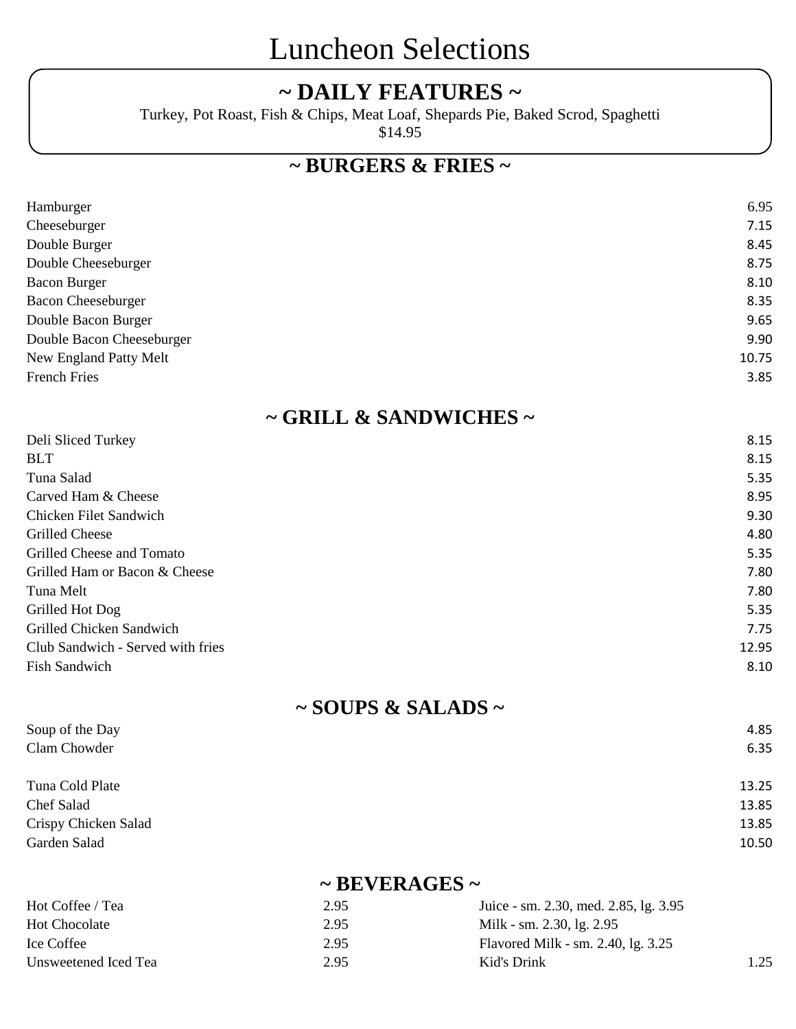# Luncheon Selections

## ~ DAILY FEATURES ~

Turkey, Pot Roast, Fish & Chips, Meat Loaf, Shepards Pie, Baked Scrod, Spaghetti

$14.95

## ~ BURGERS & FRIES ~

| | |
|---|---|
| Hamburger | 6.95 |
| Cheeseburger | 7.15 |
| Double Burger | 8.45 |
| Double Cheeseburger | 8.75 |
| Bacon Burger | 8.10 |
| Bacon Cheeseburger | 8.35 |
| Double Bacon Burger | 9.65 |
| Double Bacon Cheeseburger | 9.90 |
| New England Patty Melt | 10.75 |
| French Fries | 3.85 |

## ~ GRILL & SANDWICHES ~

| | |
|---|---|
| Deli Sliced Turkey | 8.15 |
| BLT | 8.15 |
| Tuna Salad | 5.35 |
| Carved Ham & Cheese | 8.95 |
| Chicken Filet Sandwich | 9.30 |
| Grilled Cheese | 4.80 |
| Grilled Cheese and Tomato | 5.35 |
| Grilled Ham or Bacon & Cheese | 7.80 |
| Tuna Melt | 7.80 |
| Grilled Hot Dog | 5.35 |
| Grilled Chicken Sandwich | 7.75 |
| Club Sandwich - Served with fries | 12.95 |
| Fish Sandwich | 8.10 |

## ~ SOUPS & SALADS ~

| | |
|---|---|
| Soup of the Day | 4.85 |
| Clam Chowder | 6.35 |
| Tuna Cold Plate | 13.25 |
| Chef Salad | 13.85 |
| Crispy Chicken Salad | 13.85 |
| Garden Salad | 10.50 |

## ~ BEVERAGES ~

| | | | |
|---|---|---|---|
| Hot Coffee / Tea | 2.95 | Juice - sm. 2.30, med. 2.85, lg. 3.95 | |
| Hot Chocolate | 2.95 | Milk - sm. 2.30, lg. 2.95 | |
| Ice Coffee | 2.95 | Flavored Milk - sm. 2.40, lg. 3.25 | |
| Unsweetened Iced Tea | 2.95 | Kid's Drink | 1.25 |